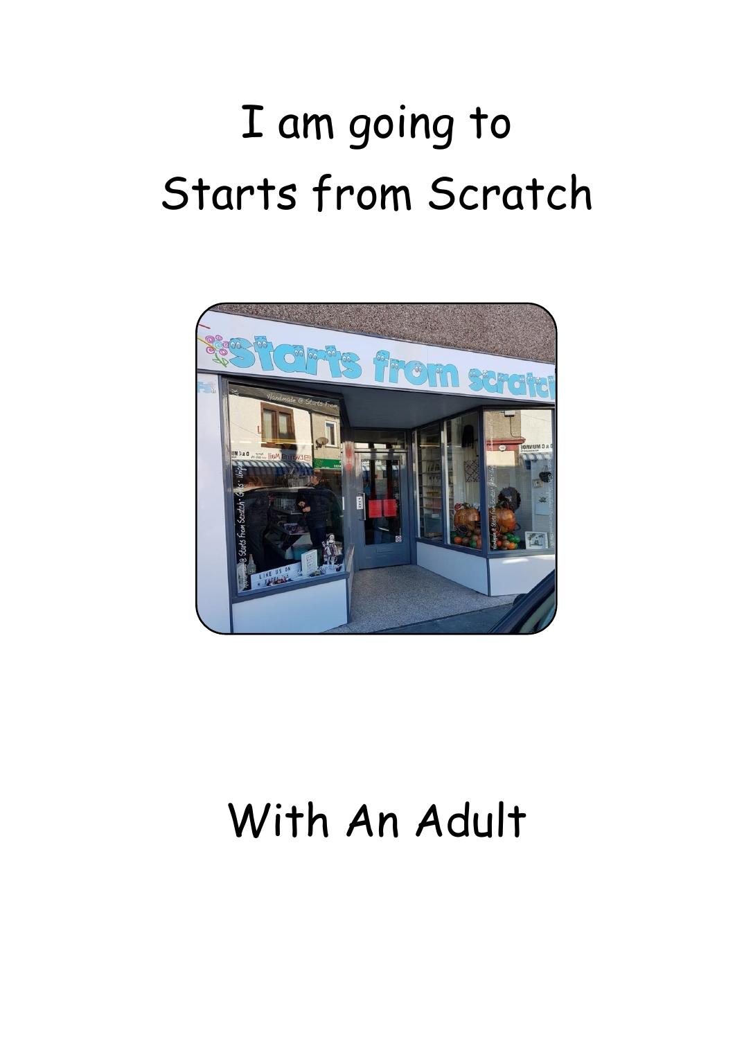# I am going to Starts from Scratch

# With An Adult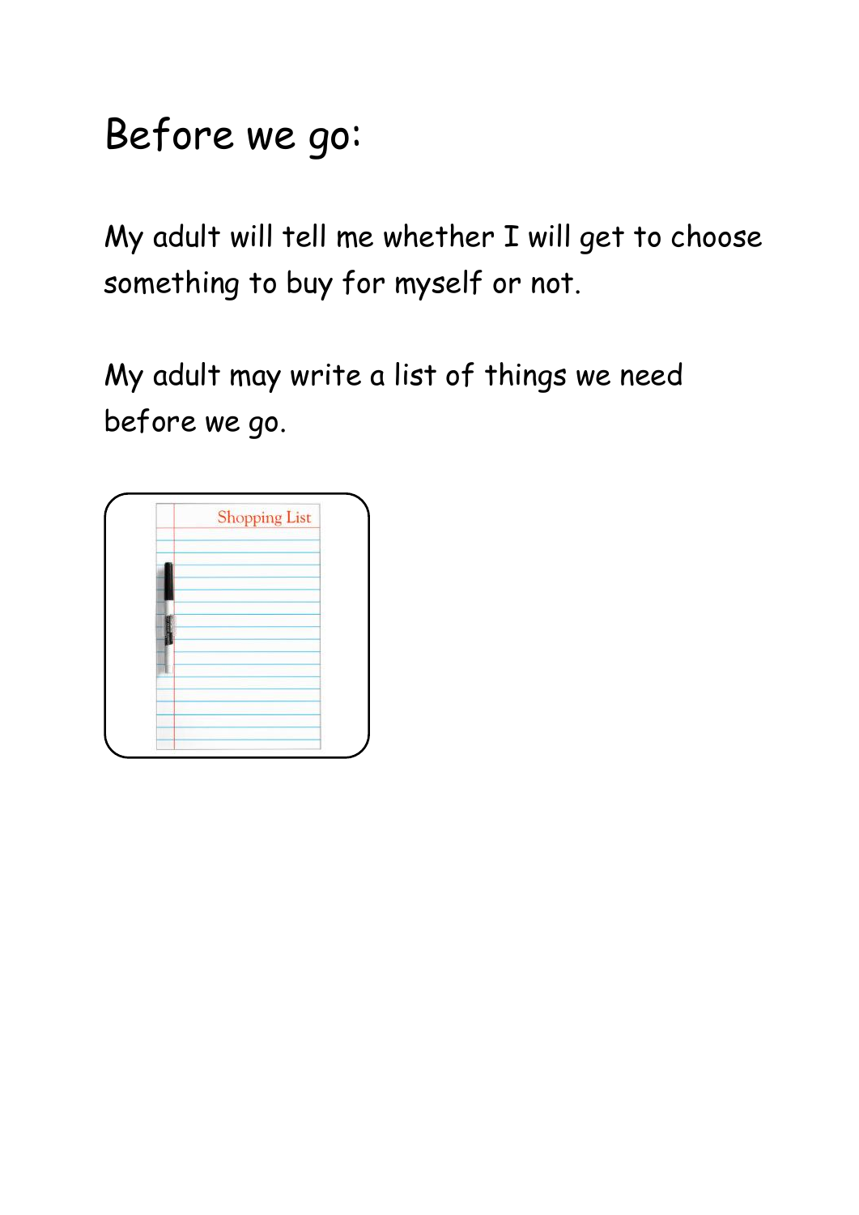# Before we go:

My adult will tell me whether I will get to choose something to buy for myself or not.

My adult may write a list of things we need before we go.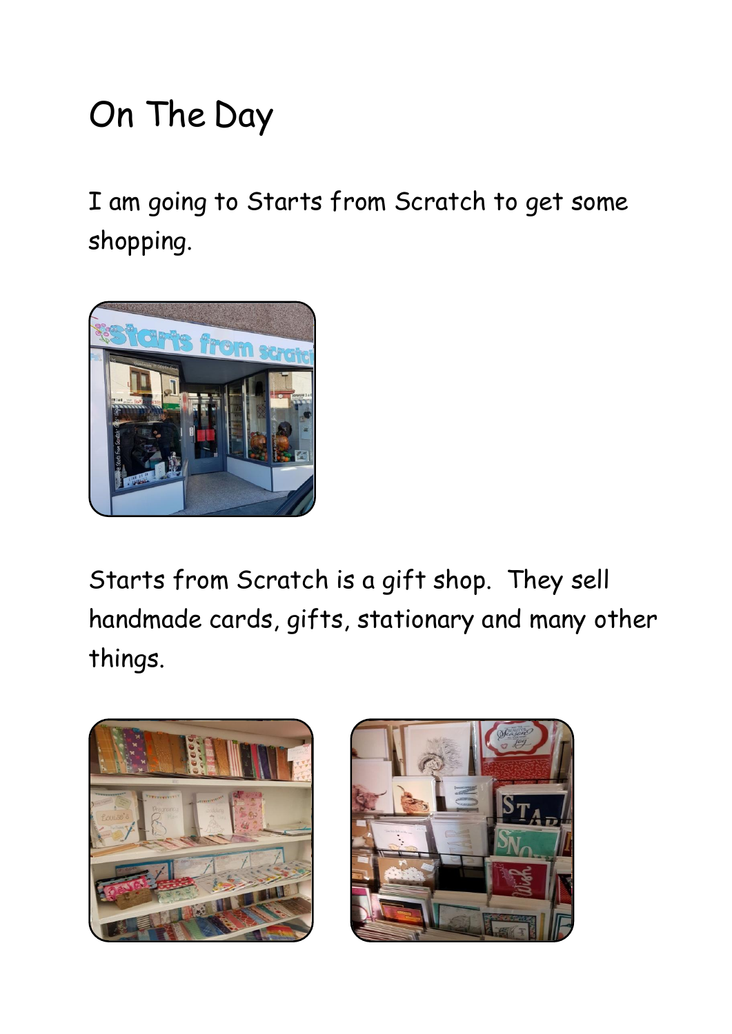# On The Day

I am going to Starts from Scratch to get some shopping.

Starts from Scratch is a gift shop. They sell handmade cards, gifts, stationary and many other things.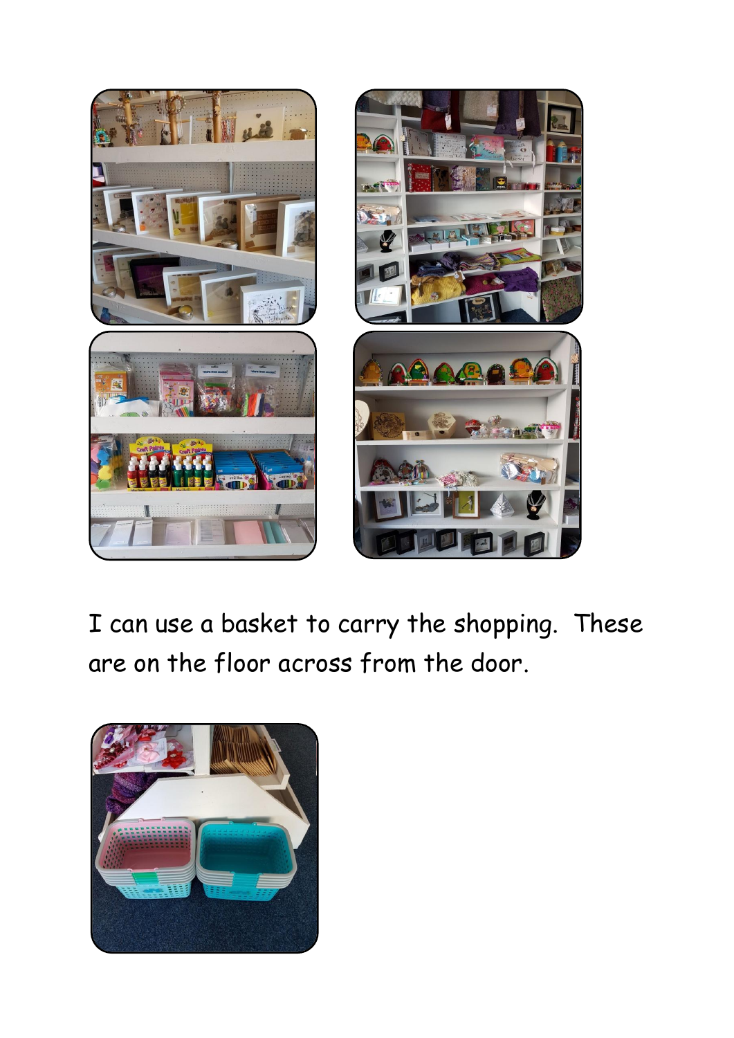I can use a basket to carry the shopping. These are on the floor across from the door.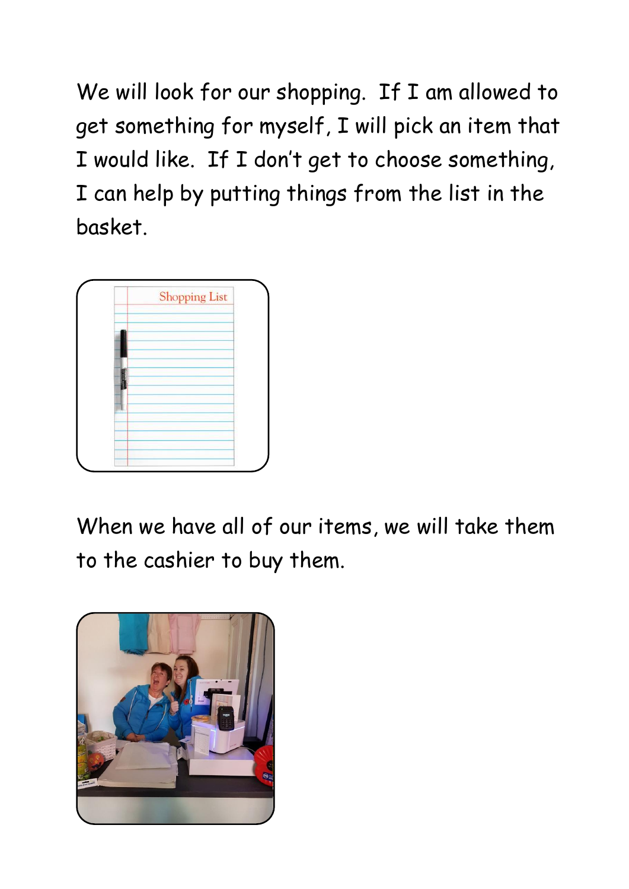We will look for our shopping. If I am allowed to get something for myself, I will pick an item that I would like. If I don't get to choose something, I can help by putting things from the list in the basket.

When we have all of our items, we will take them to the cashier to buy them.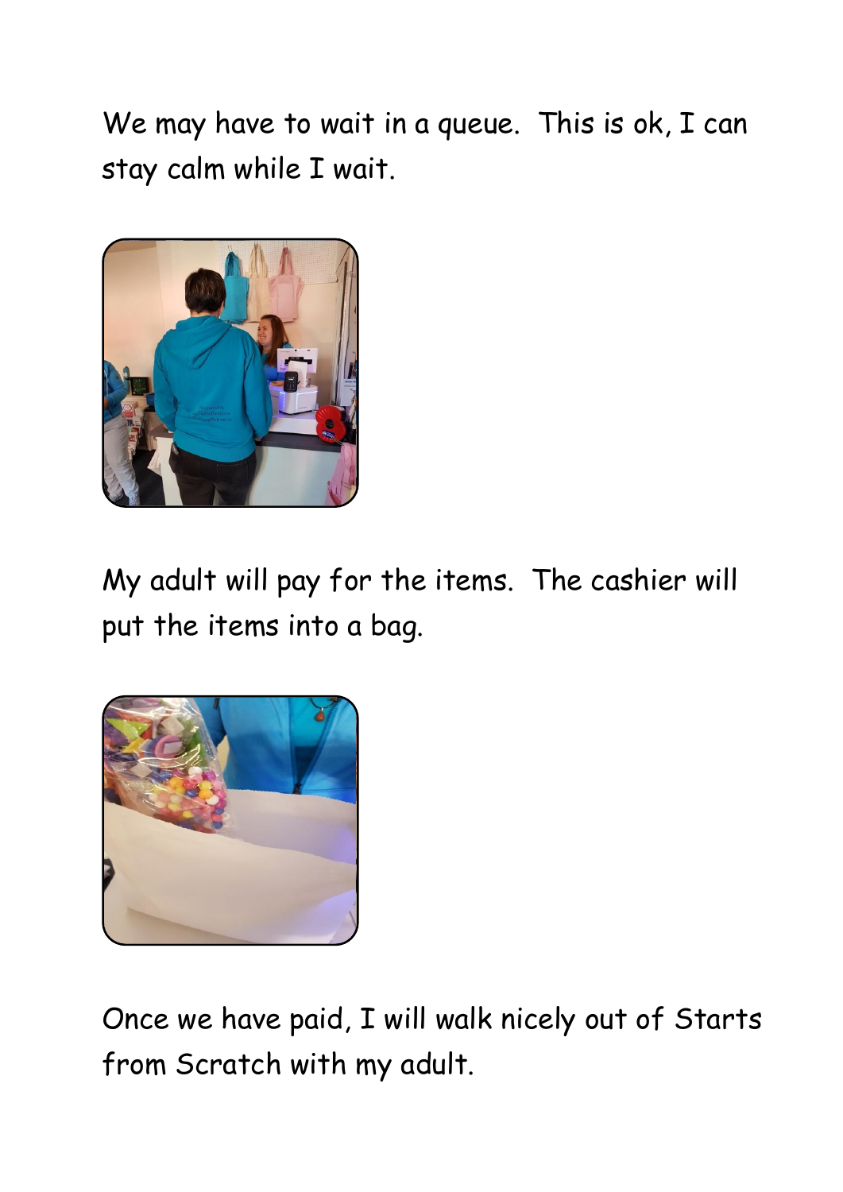We may have to wait in a queue. This is ok, I can stay calm while I wait.

My adult will pay for the items. The cashier will put the items into a bag.

Once we have paid, I will walk nicely out of Starts from Scratch with my adult.